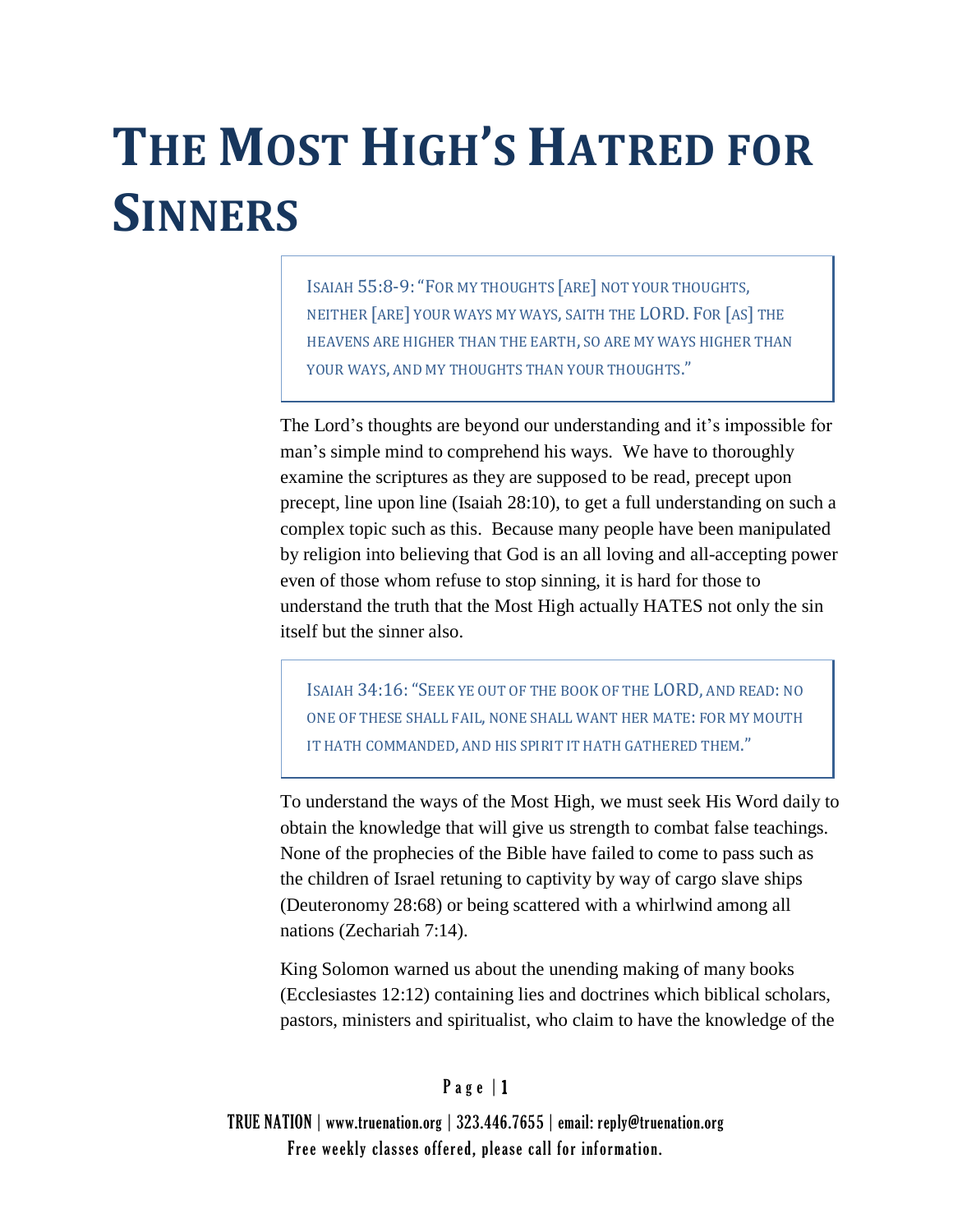# The Most High's Hatred for Sinners

> ISAIAH 55:8-9: "FOR MY THOUGHTS [ARE] NOT YOUR THOUGHTS, NEITHER [ARE] YOUR WAYS MY WAYS, SAITH THE LORD. FOR [AS] THE HEAVENS ARE HIGHER THAN THE EARTH, SO ARE MY WAYS HIGHER THAN YOUR WAYS, AND MY THOUGHTS THAN YOUR THOUGHTS."

The Lord's thoughts are beyond our understanding and it's impossible for man's simple mind to comprehend his ways. We have to thoroughly examine the scriptures as they are supposed to be read, precept upon precept, line upon line (Isaiah 28:10), to get a full understanding on such a complex topic such as this. Because many people have been manipulated by religion into believing that God is an all loving and all-accepting power even of those whom refuse to stop sinning, it is hard for those to understand the truth that the Most High actually HATES not only the sin itself but the sinner also.

> ISAIAH 34:16: "SEEK YE OUT OF THE BOOK OF THE LORD, AND READ: NO ONE OF THESE SHALL FAIL, NONE SHALL WANT HER MATE: FOR MY MOUTH IT HATH COMMANDED, AND HIS SPIRIT IT HATH GATHERED THEM."

To understand the ways of the Most High, we must seek His Word daily to obtain the knowledge that will give us strength to combat false teachings. None of the prophecies of the Bible have failed to come to pass such as the children of Israel retuning to captivity by way of cargo slave ships (Deuteronomy 28:68) or being scattered with a whirlwind among all nations (Zechariah 7:14).

King Solomon warned us about the unending making of many books (Ecclesiastes 12:12) containing lies and doctrines which biblical scholars, pastors, ministers and spiritualist, who claim to have the knowledge of the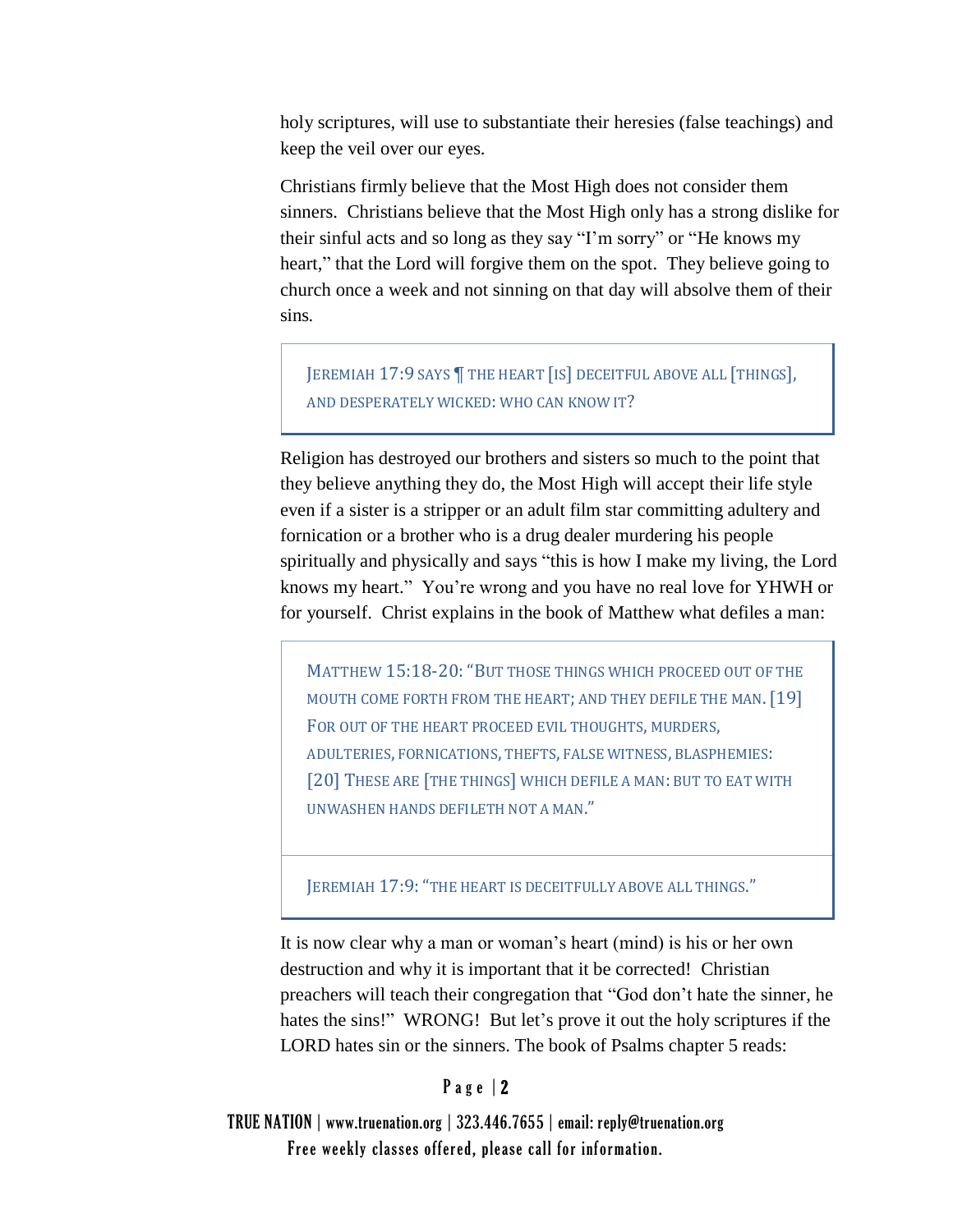holy scriptures, will use to substantiate their heresies (false teachings) and keep the veil over our eyes.

Christians firmly believe that the Most High does not consider them sinners. Christians believe that the Most High only has a strong dislike for their sinful acts and so long as they say "I'm sorry" or "He knows my heart," that the Lord will forgive them on the spot. They believe going to church once a week and not sinning on that day will absolve them of their sins.

> JEREMIAH 17:9 SAYS ¶ THE HEART [IS] DECEITFUL ABOVE ALL [THINGS], AND DESPERATELY WICKED: WHO CAN KNOW IT?

Religion has destroyed our brothers and sisters so much to the point that they believe anything they do, the Most High will accept their life style even if a sister is a stripper or an adult film star committing adultery and fornication or a brother who is a drug dealer murdering his people spiritually and physically and says "this is how I make my living, the Lord knows my heart." You're wrong and you have no real love for YHWH or for yourself. Christ explains in the book of Matthew what defiles a man:

> MATTHEW 15:18-20: "BUT THOSE THINGS WHICH PROCEED OUT OF THE MOUTH COME FORTH FROM THE HEART; AND THEY DEFILE THE MAN. [19] FOR OUT OF THE HEART PROCEED EVIL THOUGHTS, MURDERS, ADULTERIES, FORNICATIONS, THEFTS, FALSE WITNESS, BLASPHEMIES: [20] THESE ARE [THE THINGS] WHICH DEFILE A MAN: BUT TO EAT WITH UNWASHEN HANDS DEFILETH NOT A MAN."
>
> JEREMIAH 17:9: "THE HEART IS DECEITFULLY ABOVE ALL THINGS."

It is now clear why a man or woman's heart (mind) is his or her own destruction and why it is important that it be corrected! Christian preachers will teach their congregation that "God don't hate the sinner, he hates the sins!" WRONG! But let's prove it out the holy scriptures if the LORD hates sin or the sinners. The book of Psalms chapter 5 reads: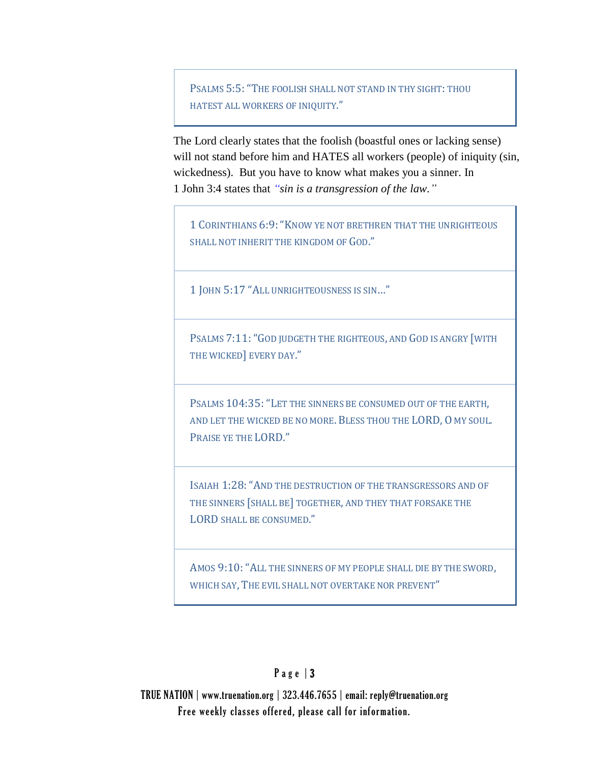> PSALMS 5:5: "THE FOOLISH SHALL NOT STAND IN THY SIGHT: THOU HATEST ALL WORKERS OF INIQUITY."

The Lord clearly states that the foolish (boastful ones or lacking sense) will not stand before him and HATES all workers (people) of iniquity (sin, wickedness). But you have to know what makes you a sinner. In 1 John 3:4 states that *"sin is a transgression of the law."*

> 1 CORINTHIANS 6:9: "KNOW YE NOT BRETHREN THAT THE UNRIGHTEOUS SHALL NOT INHERIT THE KINGDOM OF GOD."

> 1 JOHN 5:17 "ALL UNRIGHTEOUSNESS IS SIN..."

> PSALMS 7:11: "GOD JUDGETH THE RIGHTEOUS, AND GOD IS ANGRY [WITH THE WICKED] EVERY DAY."

> PSALMS 104:35: "LET THE SINNERS BE CONSUMED OUT OF THE EARTH, AND LET THE WICKED BE NO MORE. BLESS THOU THE LORD, O MY SOUL. PRAISE YE THE LORD."

> ISAIAH 1:28: "AND THE DESTRUCTION OF THE TRANSGRESSORS AND OF THE SINNERS [SHALL BE] TOGETHER, AND THEY THAT FORSAKE THE LORD SHALL BE CONSUMED."

> AMOS 9:10: "ALL THE SINNERS OF MY PEOPLE SHALL DIE BY THE SWORD, WHICH SAY, THE EVIL SHALL NOT OVERTAKE NOR PREVENT"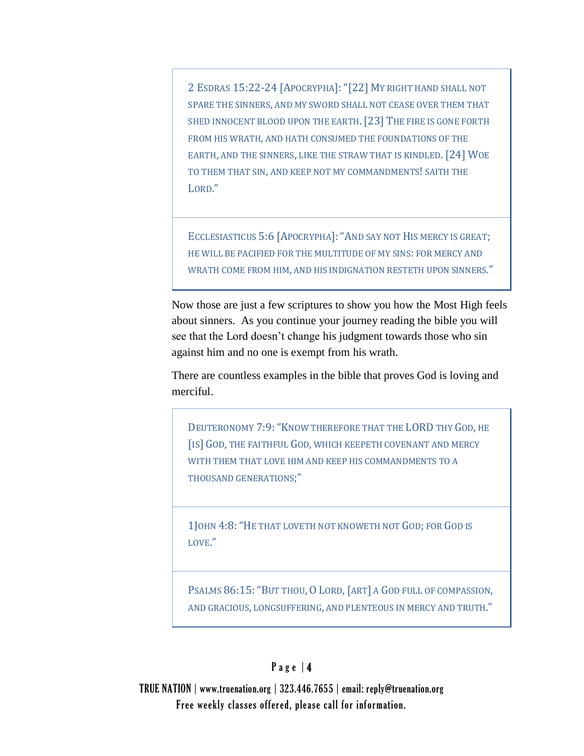> 2 Esdras 15:22-24 [Apocrypha]: "[22] My right hand shall not spare the sinners, and my sword shall not cease over them that shed innocent blood upon the earth. [23] The fire is gone forth from his wrath, and hath consumed the foundations of the earth, and the sinners, like the straw that is kindled. [24] Woe to them that sin, and keep not my commandments! saith the Lord."

> Ecclesiasticus 5:6 [Apocrypha]: "And say not His mercy is great; he will be pacified for the multitude of my sins: for mercy and wrath come from him, and his indignation resteth upon sinners."

Now those are just a few scriptures to show you how the Most High feels about sinners. As you continue your journey reading the bible you will see that the Lord doesn't change his judgment towards those who sin against him and no one is exempt from his wrath.

There are countless examples in the bible that proves God is loving and merciful.

> Deuteronomy 7:9: "Know therefore that the LORD thy God, he [is] God, the faithful God, which keepeth covenant and mercy with them that love him and keep his commandments to a thousand generations;"

> 1John 4:8: "He that loveth not knoweth not God; for God is love."

> Psalms 86:15: "But thou, O Lord, [art] a God full of compassion, and gracious, longsuffering, and plenteous in mercy and truth."

TRUE NATION | www.truenation.org | 323.446.7655 | email: reply@truenation.org
Free weekly classes offered, please call for information.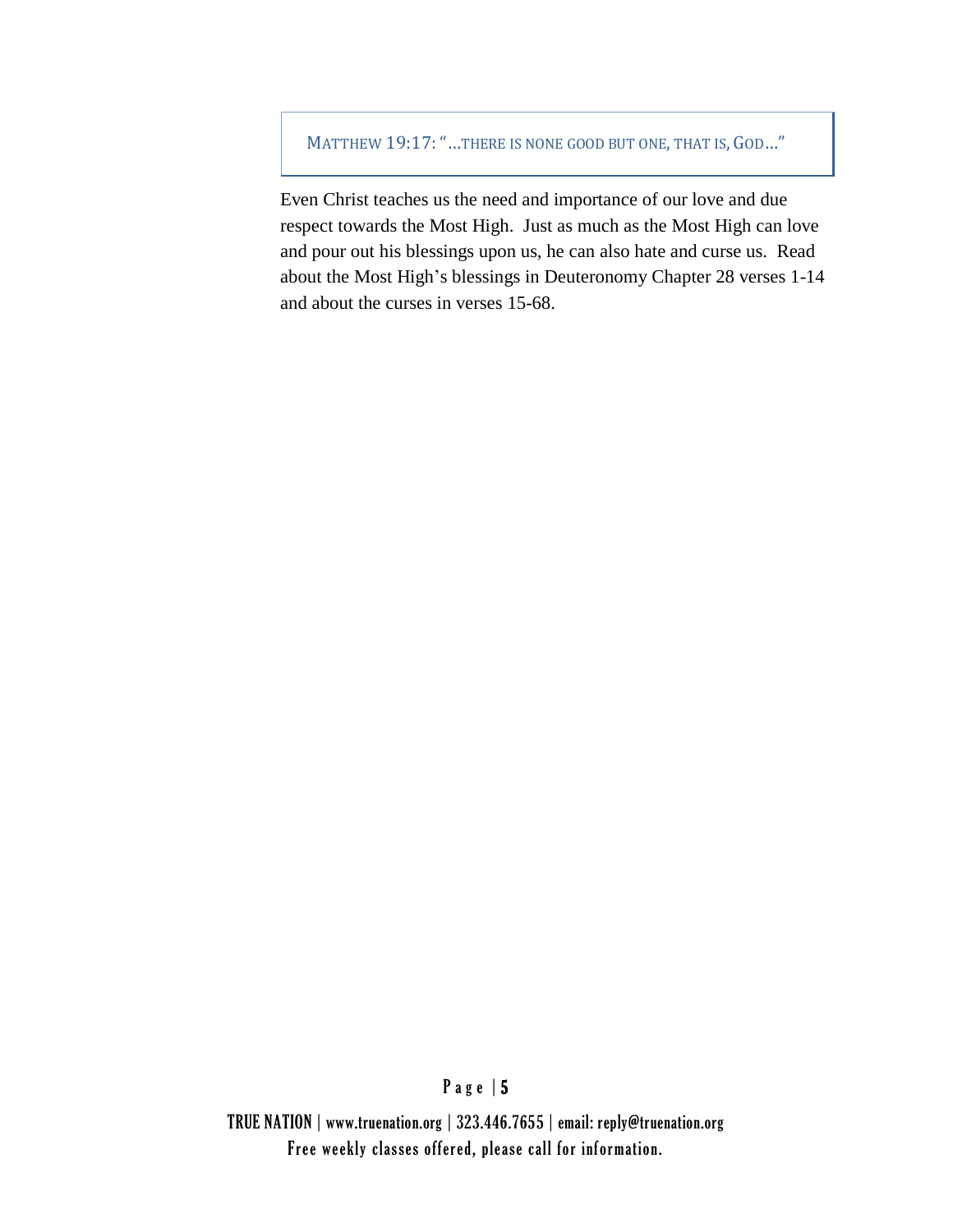> MATTHEW 19:17: "…THERE IS NONE GOOD BUT ONE, THAT IS, GOD…"

Even Christ teaches us the need and importance of our love and due respect towards the Most High. Just as much as the Most High can love and pour out his blessings upon us, he can also hate and curse us. Read about the Most High's blessings in Deuteronomy Chapter 28 verses 1-14 and about the curses in verses 15-68.